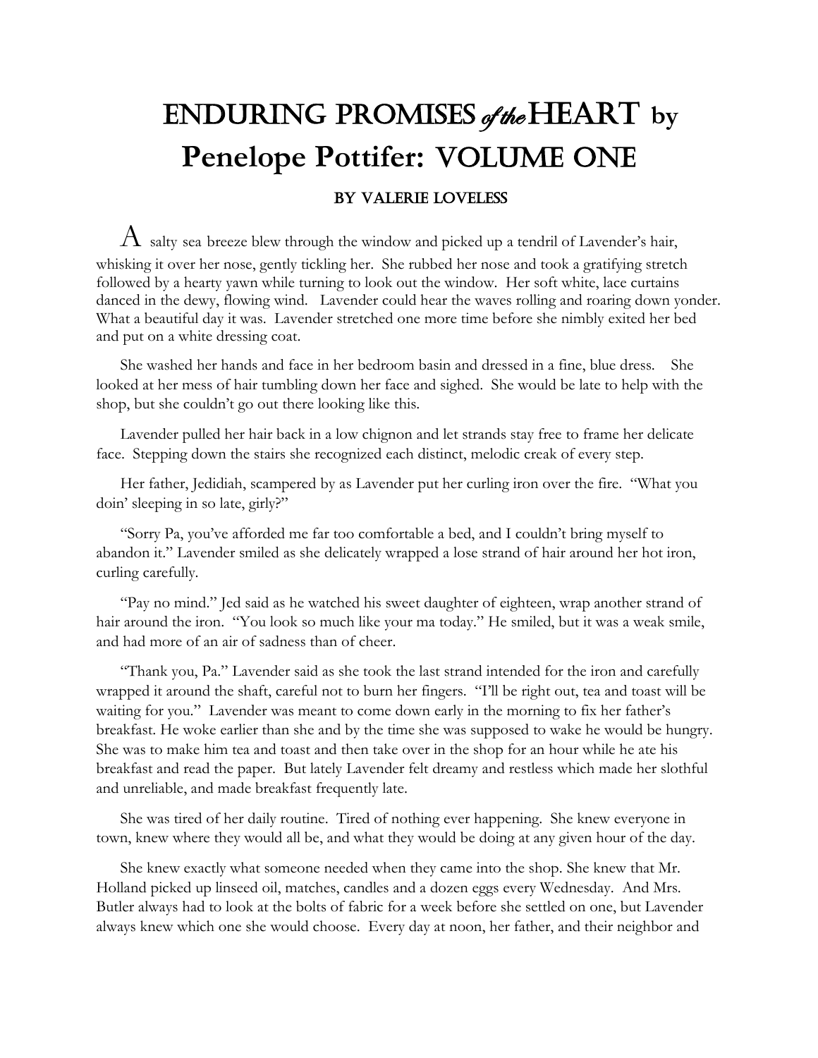# ENDURING PROMISES *of the* HEART by Penelope Pottifer: VOLUME ONE

### BY VALERIE LOVELESS

A salty sea breeze blew through the window and picked up a tendril of Lavender's hair, whisking it over her nose, gently tickling her. She rubbed her nose and took a gratifying stretch followed by a hearty yawn while turning to look out the window. Her soft white, lace curtains danced in the dewy, flowing wind. Lavender could hear the waves rolling and roaring down yonder. What a beautiful day it was. Lavender stretched one more time before she nimbly exited her bed and put on a white dressing coat.

She washed her hands and face in her bedroom basin and dressed in a fine, blue dress. She looked at her mess of hair tumbling down her face and sighed. She would be late to help with the shop, but she couldn't go out there looking like this.

Lavender pulled her hair back in a low chignon and let strands stay free to frame her delicate face. Stepping down the stairs she recognized each distinct, melodic creak of every step.

Her father, Jedidiah, scampered by as Lavender put her curling iron over the fire. "What you doin' sleeping in so late, girly?"

"Sorry Pa, you've afforded me far too comfortable a bed, and I couldn't bring myself to abandon it." Lavender smiled as she delicately wrapped a lose strand of hair around her hot iron, curling carefully.

"Pay no mind." Jed said as he watched his sweet daughter of eighteen, wrap another strand of hair around the iron. "You look so much like your ma today." He smiled, but it was a weak smile, and had more of an air of sadness than of cheer.

"Thank you, Pa." Lavender said as she took the last strand intended for the iron and carefully wrapped it around the shaft, careful not to burn her fingers. "I'll be right out, tea and toast will be waiting for you." Lavender was meant to come down early in the morning to fix her father's breakfast. He woke earlier than she and by the time she was supposed to wake he would be hungry. She was to make him tea and toast and then take over in the shop for an hour while he ate his breakfast and read the paper. But lately Lavender felt dreamy and restless which made her slothful and unreliable, and made breakfast frequently late.

She was tired of her daily routine. Tired of nothing ever happening. She knew everyone in town, knew where they would all be, and what they would be doing at any given hour of the day.

She knew exactly what someone needed when they came into the shop. She knew that Mr. Holland picked up linseed oil, matches, candles and a dozen eggs every Wednesday. And Mrs. Butler always had to look at the bolts of fabric for a week before she settled on one, but Lavender always knew which one she would choose. Every day at noon, her father, and their neighbor and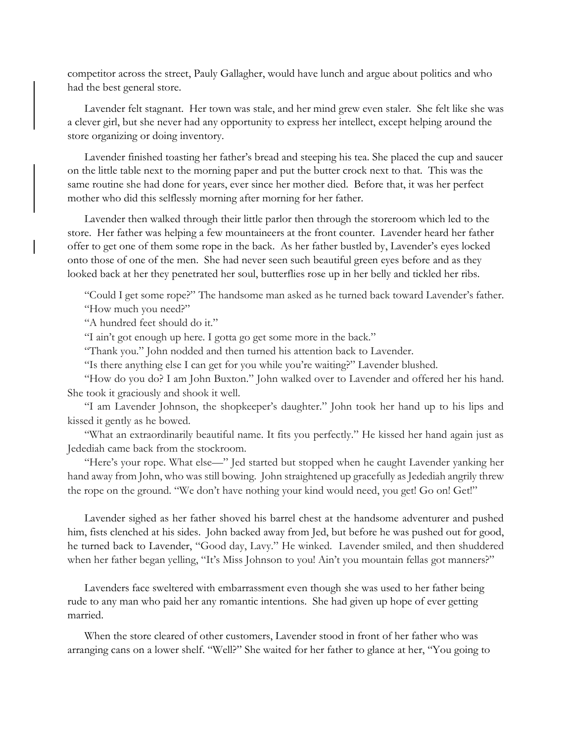competitor across the street, Pauly Gallagher, would have lunch and argue about politics and who had the best general store.

Lavender felt stagnant. Her town was stale, and her mind grew even staler. She felt like she was a clever girl, but she never had any opportunity to express her intellect, except helping around the store organizing or doing inventory.

Lavender finished toasting her father's bread and steeping his tea. She placed the cup and saucer on the little table next to the morning paper and put the butter crock next to that. This was the same routine she had done for years, ever since her mother died. Before that, it was her perfect mother who did this selflessly morning after morning for her father.

Lavender then walked through their little parlor then through the storeroom which led to the store. Her father was helping a few mountaineers at the front counter. Lavender heard her father offer to get one of them some rope in the back. As her father bustled by, Lavender's eyes locked onto those of one of the men. She had never seen such beautiful green eyes before and as they looked back at her they penetrated her soul, butterflies rose up in her belly and tickled her ribs.

"Could I get some rope?" The handsome man asked as he turned back toward Lavender's father.

"How much you need?"

"A hundred feet should do it."

"I ain't got enough up here. I gotta go get some more in the back."

"Thank you." John nodded and then turned his attention back to Lavender.

"Is there anything else I can get for you while you're waiting?" Lavender blushed.

"How do you do? I am John Buxton." John walked over to Lavender and offered her his hand. She took it graciously and shook it well.

"I am Lavender Johnson, the shopkeeper's daughter." John took her hand up to his lips and kissed it gently as he bowed.

"What an extraordinarily beautiful name. It fits you perfectly." He kissed her hand again just as Jedediah came back from the stockroom.

"Here's your rope. What else—" Jed started but stopped when he caught Lavender yanking her hand away from John, who was still bowing. John straightened up gracefully as Jedediah angrily threw the rope on the ground. "We don't have nothing your kind would need, you get! Go on! Get!"

Lavender sighed as her father shoved his barrel chest at the handsome adventurer and pushed him, fists clenched at his sides. John backed away from Jed, but before he was pushed out for good, he turned back to Lavender, "Good day, Lavy." He winked. Lavender smiled, and then shuddered when her father began yelling, "It's Miss Johnson to you! Ain't you mountain fellas got manners?"

Lavenders face sweltered with embarrassment even though she was used to her father being rude to any man who paid her any romantic intentions. She had given up hope of ever getting married.

When the store cleared of other customers, Lavender stood in front of her father who was arranging cans on a lower shelf. "Well?" She waited for her father to glance at her, "You going to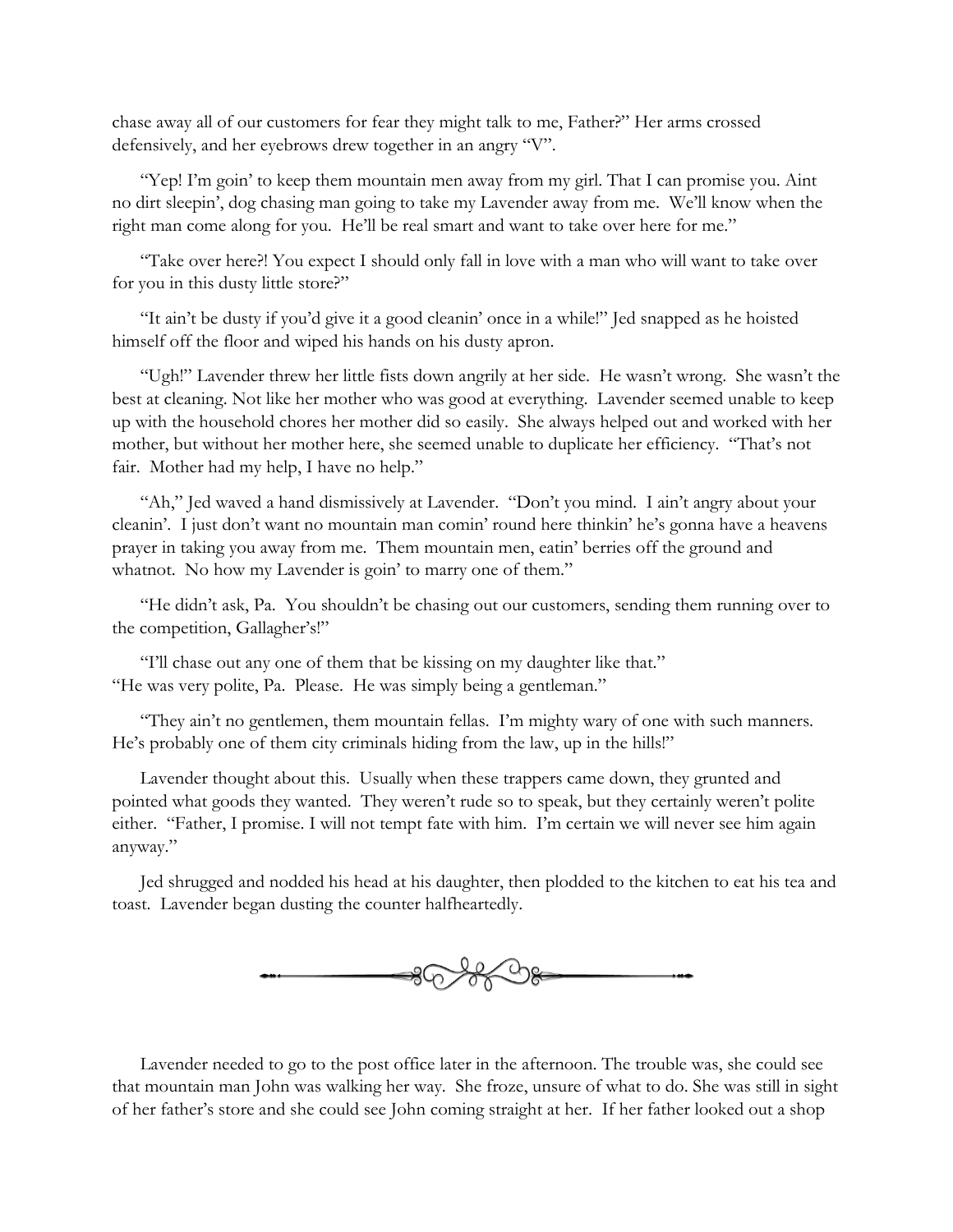chase away all of our customers for fear they might talk to me, Father?" Her arms crossed defensively, and her eyebrows drew together in an angry "V".

"Yep! I'm goin' to keep them mountain men away from my girl. That I can promise you. Aint no dirt sleepin', dog chasing man going to take my Lavender away from me. We'll know when the right man come along for you. He'll be real smart and want to take over here for me."

"Take over here?! You expect I should only fall in love with a man who will want to take over for you in this dusty little store?"

"It ain't be dusty if you'd give it a good cleanin' once in a while!" Jed snapped as he hoisted himself off the floor and wiped his hands on his dusty apron.

"Ugh!" Lavender threw her little fists down angrily at her side. He wasn't wrong. She wasn't the best at cleaning. Not like her mother who was good at everything. Lavender seemed unable to keep up with the household chores her mother did so easily. She always helped out and worked with her mother, but without her mother here, she seemed unable to duplicate her efficiency. "That's not fair. Mother had my help, I have no help."

"Ah," Jed waved a hand dismissively at Lavender. "Don't you mind. I ain't angry about your cleanin'. I just don't want no mountain man comin' round here thinkin' he's gonna have a heavens prayer in taking you away from me. Them mountain men, eatin' berries off the ground and whatnot. No how my Lavender is goin' to marry one of them."

"He didn't ask, Pa. You shouldn't be chasing out our customers, sending them running over to the competition, Gallagher's!"

"I'll chase out any one of them that be kissing on my daughter like that."

"He was very polite, Pa. Please. He was simply being a gentleman."

"They ain't no gentlemen, them mountain fellas. I'm mighty wary of one with such manners. He's probably one of them city criminals hiding from the law, up in the hills!"

Lavender thought about this. Usually when these trappers came down, they grunted and pointed what goods they wanted. They weren't rude so to speak, but they certainly weren't polite either. "Father, I promise. I will not tempt fate with him. I'm certain we will never see him again anyway."

Jed shrugged and nodded his head at his daughter, then plodded to the kitchen to eat his tea and toast. Lavender began dusting the counter halfheartedly.

---

Lavender needed to go to the post office later in the afternoon. The trouble was, she could see that mountain man John was walking her way. She froze, unsure of what to do. She was still in sight of her father's store and she could see John coming straight at her. If her father looked out a shop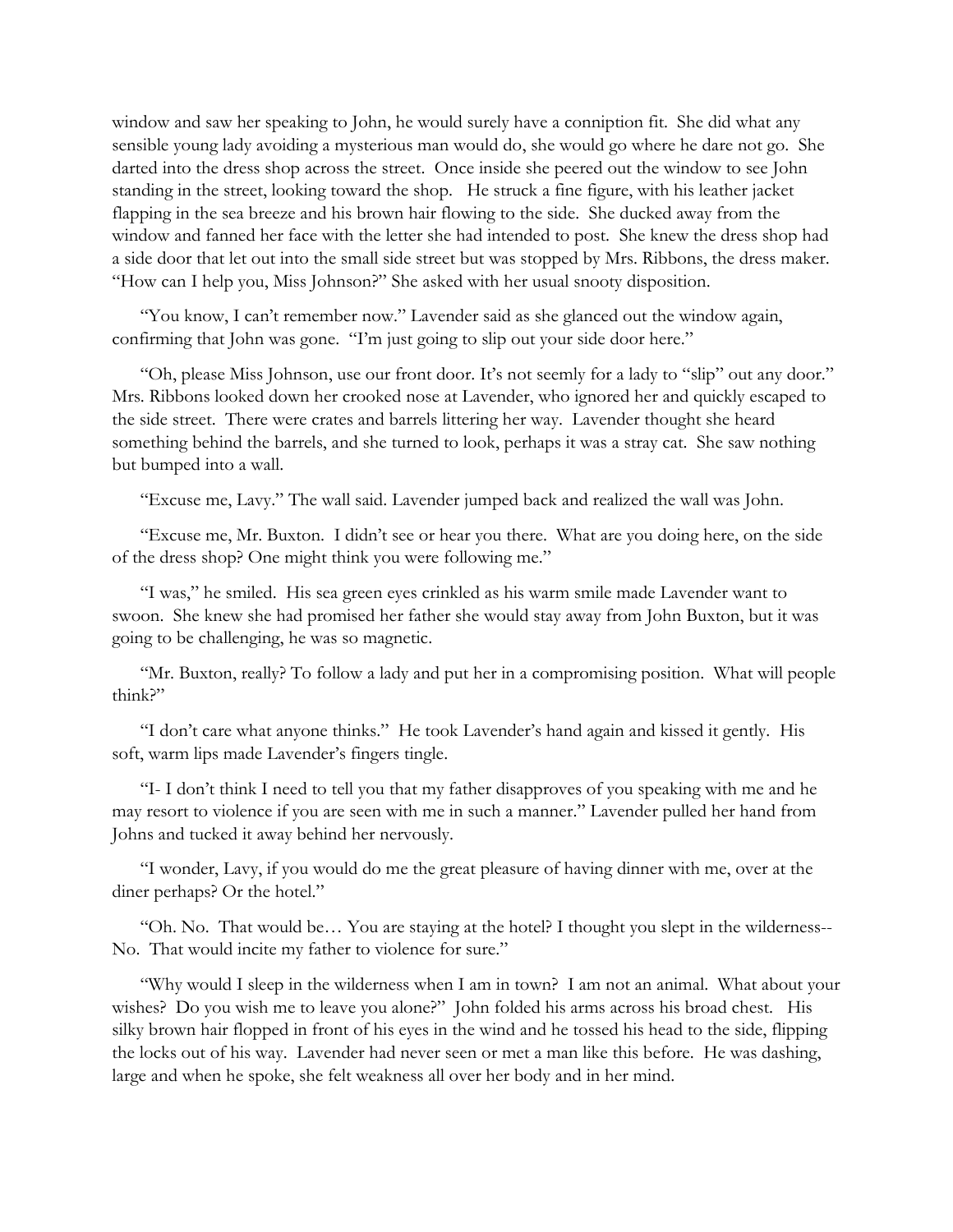window and saw her speaking to John, he would surely have a conniption fit. She did what any sensible young lady avoiding a mysterious man would do, she would go where he dare not go. She darted into the dress shop across the street. Once inside she peered out the window to see John standing in the street, looking toward the shop. He struck a fine figure, with his leather jacket flapping in the sea breeze and his brown hair flowing to the side. She ducked away from the window and fanned her face with the letter she had intended to post. She knew the dress shop had a side door that let out into the small side street but was stopped by Mrs. Ribbons, the dress maker. "How can I help you, Miss Johnson?" She asked with her usual snooty disposition.

"You know, I can't remember now." Lavender said as she glanced out the window again, confirming that John was gone. "I'm just going to slip out your side door here."

"Oh, please Miss Johnson, use our front door. It's not seemly for a lady to "slip" out any door." Mrs. Ribbons looked down her crooked nose at Lavender, who ignored her and quickly escaped to the side street. There were crates and barrels littering her way. Lavender thought she heard something behind the barrels, and she turned to look, perhaps it was a stray cat. She saw nothing but bumped into a wall.

"Excuse me, Lavy." The wall said. Lavender jumped back and realized the wall was John.

"Excuse me, Mr. Buxton. I didn't see or hear you there. What are you doing here, on the side of the dress shop? One might think you were following me."

"I was," he smiled. His sea green eyes crinkled as his warm smile made Lavender want to swoon. She knew she had promised her father she would stay away from John Buxton, but it was going to be challenging, he was so magnetic.

"Mr. Buxton, really? To follow a lady and put her in a compromising position. What will people think?"

"I don't care what anyone thinks." He took Lavender's hand again and kissed it gently. His soft, warm lips made Lavender's fingers tingle.

"I- I don't think I need to tell you that my father disapproves of you speaking with me and he may resort to violence if you are seen with me in such a manner." Lavender pulled her hand from Johns and tucked it away behind her nervously.

"I wonder, Lavy, if you would do me the great pleasure of having dinner with me, over at the diner perhaps? Or the hotel."

"Oh. No. That would be… You are staying at the hotel? I thought you slept in the wilderness-- No. That would incite my father to violence for sure."

"Why would I sleep in the wilderness when I am in town? I am not an animal. What about your wishes? Do you wish me to leave you alone?" John folded his arms across his broad chest. His silky brown hair flopped in front of his eyes in the wind and he tossed his head to the side, flipping the locks out of his way. Lavender had never seen or met a man like this before. He was dashing, large and when he spoke, she felt weakness all over her body and in her mind.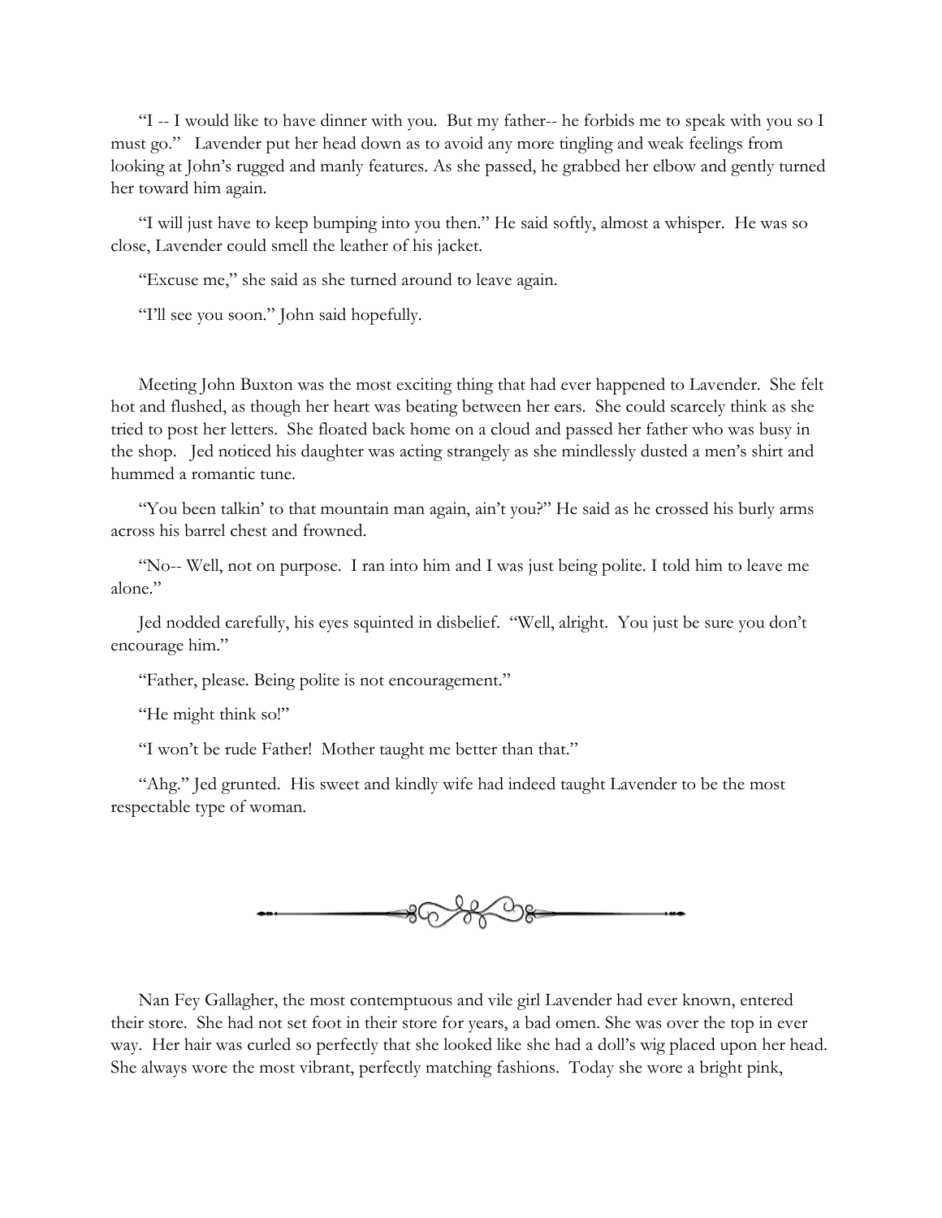"I -- I would like to have dinner with you. But my father-- he forbids me to speak with you so I must go." Lavender put her head down as to avoid any more tingling and weak feelings from looking at John's rugged and manly features. As she passed, he grabbed her elbow and gently turned her toward him again.

"I will just have to keep bumping into you then." He said softly, almost a whisper. He was so close, Lavender could smell the leather of his jacket.

"Excuse me," she said as she turned around to leave again.

"I'll see you soon." John said hopefully.

Meeting John Buxton was the most exciting thing that had ever happened to Lavender. She felt hot and flushed, as though her heart was beating between her ears. She could scarcely think as she tried to post her letters. She floated back home on a cloud and passed her father who was busy in the shop. Jed noticed his daughter was acting strangely as she mindlessly dusted a men's shirt and hummed a romantic tune.

"You been talkin' to that mountain man again, ain't you?" He said as he crossed his burly arms across his barrel chest and frowned.

"No-- Well, not on purpose. I ran into him and I was just being polite. I told him to leave me alone."

Jed nodded carefully, his eyes squinted in disbelief. "Well, alright. You just be sure you don't encourage him."

"Father, please. Being polite is not encouragement."

"He might think so!"

"I won't be rude Father! Mother taught me better than that."

"Ahg." Jed grunted. His sweet and kindly wife had indeed taught Lavender to be the most respectable type of woman.

---

Nan Fey Gallagher, the most contemptuous and vile girl Lavender had ever known, entered their store. She had not set foot in their store for years, a bad omen. She was over the top in ever way. Her hair was curled so perfectly that she looked like she had a doll's wig placed upon her head. She always wore the most vibrant, perfectly matching fashions. Today she wore a bright pink,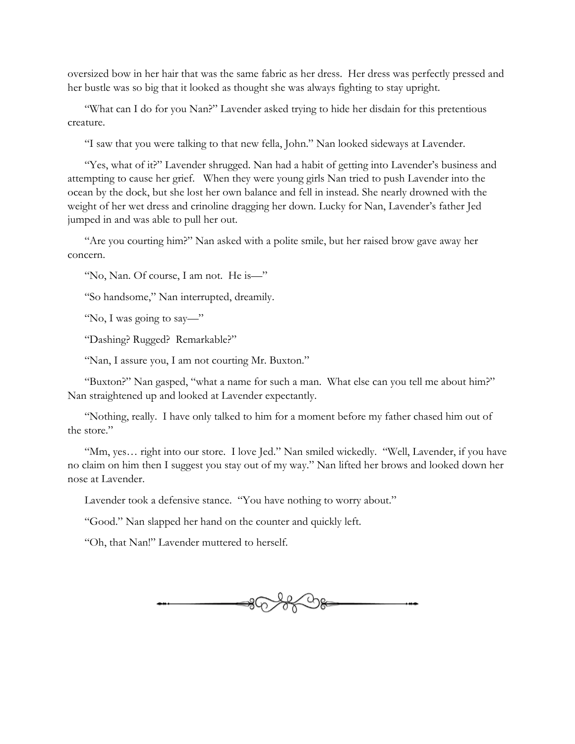oversized bow in her hair that was the same fabric as her dress. Her dress was perfectly pressed and her bustle was so big that it looked as thought she was always fighting to stay upright.

"What can I do for you Nan?" Lavender asked trying to hide her disdain for this pretentious creature.

"I saw that you were talking to that new fella, John." Nan looked sideways at Lavender.

"Yes, what of it?" Lavender shrugged. Nan had a habit of getting into Lavender's business and attempting to cause her grief. When they were young girls Nan tried to push Lavender into the ocean by the dock, but she lost her own balance and fell in instead. She nearly drowned with the weight of her wet dress and crinoline dragging her down. Lucky for Nan, Lavender's father Jed jumped in and was able to pull her out.

"Are you courting him?" Nan asked with a polite smile, but her raised brow gave away her concern.

"No, Nan. Of course, I am not. He is—"

"So handsome," Nan interrupted, dreamily.

"No, I was going to say—"

"Dashing? Rugged? Remarkable?"

"Nan, I assure you, I am not courting Mr. Buxton."

"Buxton?" Nan gasped, "what a name for such a man. What else can you tell me about him?" Nan straightened up and looked at Lavender expectantly.

"Nothing, really. I have only talked to him for a moment before my father chased him out of the store."

"Mm, yes… right into our store. I love Jed." Nan smiled wickedly. "Well, Lavender, if you have no claim on him then I suggest you stay out of my way." Nan lifted her brows and looked down her nose at Lavender.

Lavender took a defensive stance. "You have nothing to worry about."

"Good." Nan slapped her hand on the counter and quickly left.

"Oh, that Nan!" Lavender muttered to herself.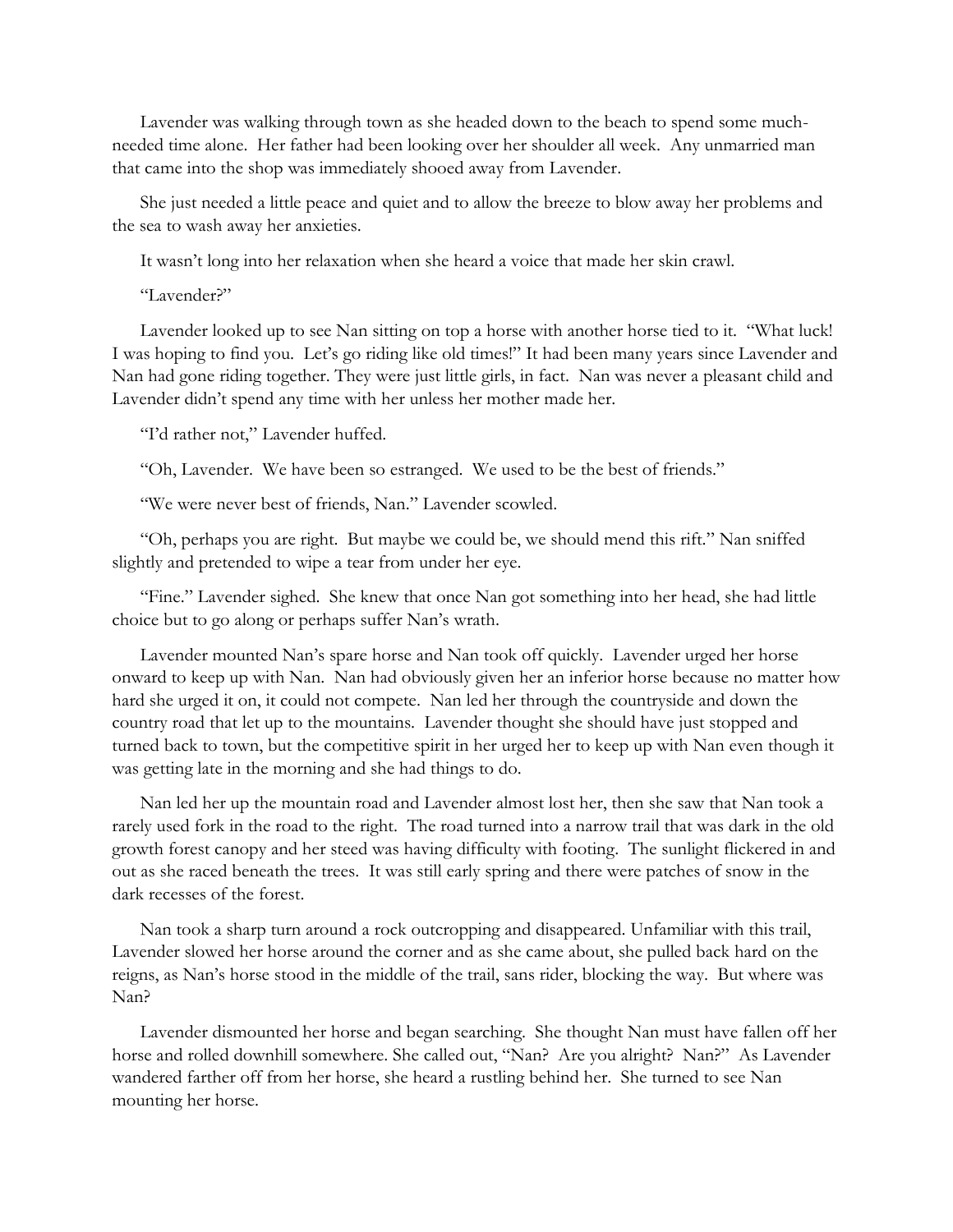Lavender was walking through town as she headed down to the beach to spend some much-needed time alone. Her father had been looking over her shoulder all week. Any unmarried man that came into the shop was immediately shooed away from Lavender.

She just needed a little peace and quiet and to allow the breeze to blow away her problems and the sea to wash away her anxieties.

It wasn't long into her relaxation when she heard a voice that made her skin crawl.

"Lavender?"

Lavender looked up to see Nan sitting on top a horse with another horse tied to it. "What luck! I was hoping to find you. Let's go riding like old times!" It had been many years since Lavender and Nan had gone riding together. They were just little girls, in fact. Nan was never a pleasant child and Lavender didn't spend any time with her unless her mother made her.

"I'd rather not," Lavender huffed.

"Oh, Lavender. We have been so estranged. We used to be the best of friends."

"We were never best of friends, Nan." Lavender scowled.

"Oh, perhaps you are right. But maybe we could be, we should mend this rift." Nan sniffed slightly and pretended to wipe a tear from under her eye.

"Fine." Lavender sighed. She knew that once Nan got something into her head, she had little choice but to go along or perhaps suffer Nan's wrath.

Lavender mounted Nan's spare horse and Nan took off quickly. Lavender urged her horse onward to keep up with Nan. Nan had obviously given her an inferior horse because no matter how hard she urged it on, it could not compete. Nan led her through the countryside and down the country road that let up to the mountains. Lavender thought she should have just stopped and turned back to town, but the competitive spirit in her urged her to keep up with Nan even though it was getting late in the morning and she had things to do.

Nan led her up the mountain road and Lavender almost lost her, then she saw that Nan took a rarely used fork in the road to the right. The road turned into a narrow trail that was dark in the old growth forest canopy and her steed was having difficulty with footing. The sunlight flickered in and out as she raced beneath the trees. It was still early spring and there were patches of snow in the dark recesses of the forest.

Nan took a sharp turn around a rock outcropping and disappeared. Unfamiliar with this trail, Lavender slowed her horse around the corner and as she came about, she pulled back hard on the reigns, as Nan's horse stood in the middle of the trail, sans rider, blocking the way. But where was Nan?

Lavender dismounted her horse and began searching. She thought Nan must have fallen off her horse and rolled downhill somewhere. She called out, "Nan? Are you alright? Nan?" As Lavender wandered farther off from her horse, she heard a rustling behind her. She turned to see Nan mounting her horse.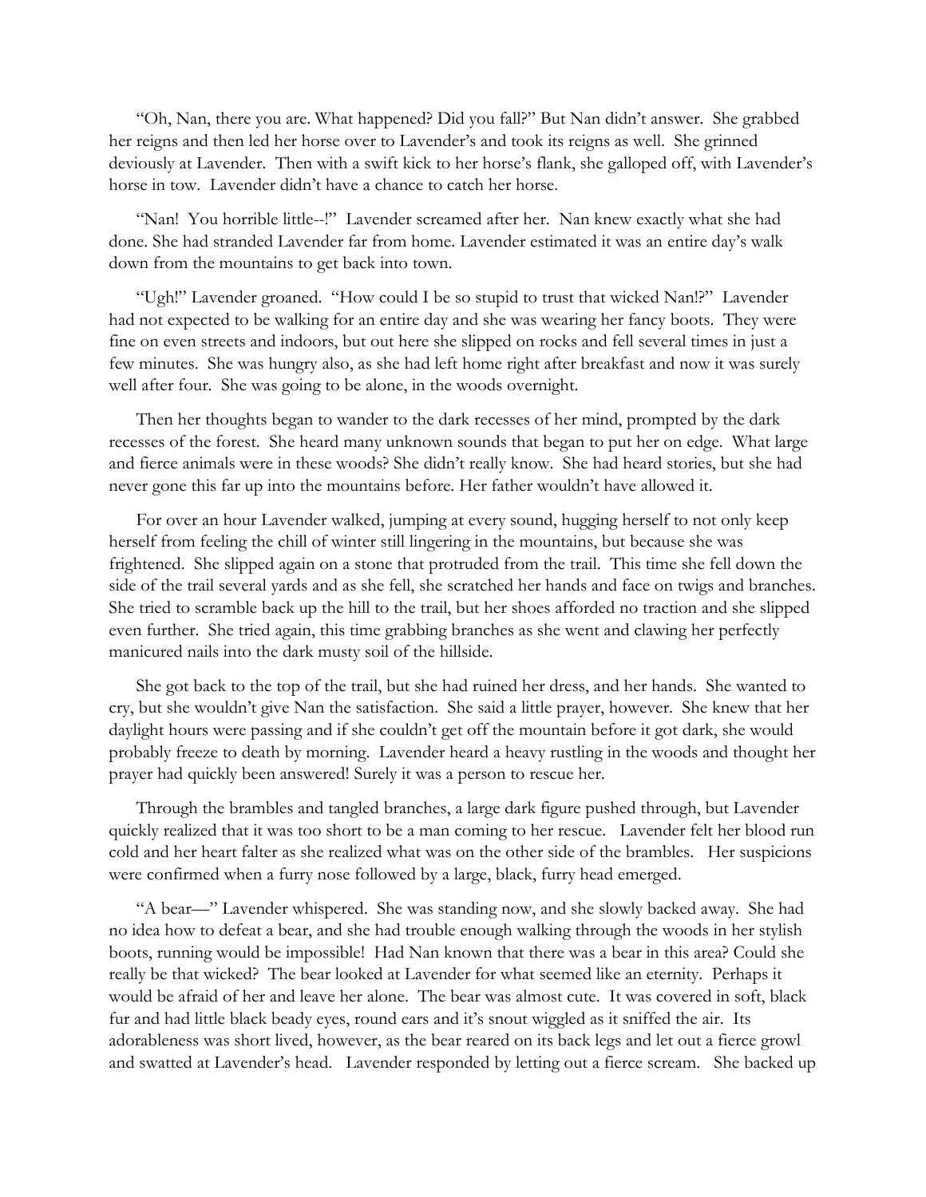"Oh, Nan, there you are. What happened? Did you fall?" But Nan didn't answer. She grabbed her reigns and then led her horse over to Lavender's and took its reigns as well. She grinned deviously at Lavender. Then with a swift kick to her horse's flank, she galloped off, with Lavender's horse in tow. Lavender didn't have a chance to catch her horse.

"Nan! You horrible little--!" Lavender screamed after her. Nan knew exactly what she had done. She had stranded Lavender far from home. Lavender estimated it was an entire day's walk down from the mountains to get back into town.

"Ugh!" Lavender groaned. "How could I be so stupid to trust that wicked Nan!?" Lavender had not expected to be walking for an entire day and she was wearing her fancy boots. They were fine on even streets and indoors, but out here she slipped on rocks and fell several times in just a few minutes. She was hungry also, as she had left home right after breakfast and now it was surely well after four. She was going to be alone, in the woods overnight.

Then her thoughts began to wander to the dark recesses of her mind, prompted by the dark recesses of the forest. She heard many unknown sounds that began to put her on edge. What large and fierce animals were in these woods? She didn't really know. She had heard stories, but she had never gone this far up into the mountains before. Her father wouldn't have allowed it.

For over an hour Lavender walked, jumping at every sound, hugging herself to not only keep herself from feeling the chill of winter still lingering in the mountains, but because she was frightened. She slipped again on a stone that protruded from the trail. This time she fell down the side of the trail several yards and as she fell, she scratched her hands and face on twigs and branches. She tried to scramble back up the hill to the trail, but her shoes afforded no traction and she slipped even further. She tried again, this time grabbing branches as she went and clawing her perfectly manicured nails into the dark musty soil of the hillside.

She got back to the top of the trail, but she had ruined her dress, and her hands. She wanted to cry, but she wouldn't give Nan the satisfaction. She said a little prayer, however. She knew that her daylight hours were passing and if she couldn't get off the mountain before it got dark, she would probably freeze to death by morning. Lavender heard a heavy rustling in the woods and thought her prayer had quickly been answered! Surely it was a person to rescue her.

Through the brambles and tangled branches, a large dark figure pushed through, but Lavender quickly realized that it was too short to be a man coming to her rescue. Lavender felt her blood run cold and her heart falter as she realized what was on the other side of the brambles. Her suspicions were confirmed when a furry nose followed by a large, black, furry head emerged.

"A bear—" Lavender whispered. She was standing now, and she slowly backed away. She had no idea how to defeat a bear, and she had trouble enough walking through the woods in her stylish boots, running would be impossible! Had Nan known that there was a bear in this area? Could she really be that wicked? The bear looked at Lavender for what seemed like an eternity. Perhaps it would be afraid of her and leave her alone. The bear was almost cute. It was covered in soft, black fur and had little black beady eyes, round ears and it's snout wiggled as it sniffed the air. Its adorableness was short lived, however, as the bear reared on its back legs and let out a fierce growl and swatted at Lavender's head. Lavender responded by letting out a fierce scream. She backed up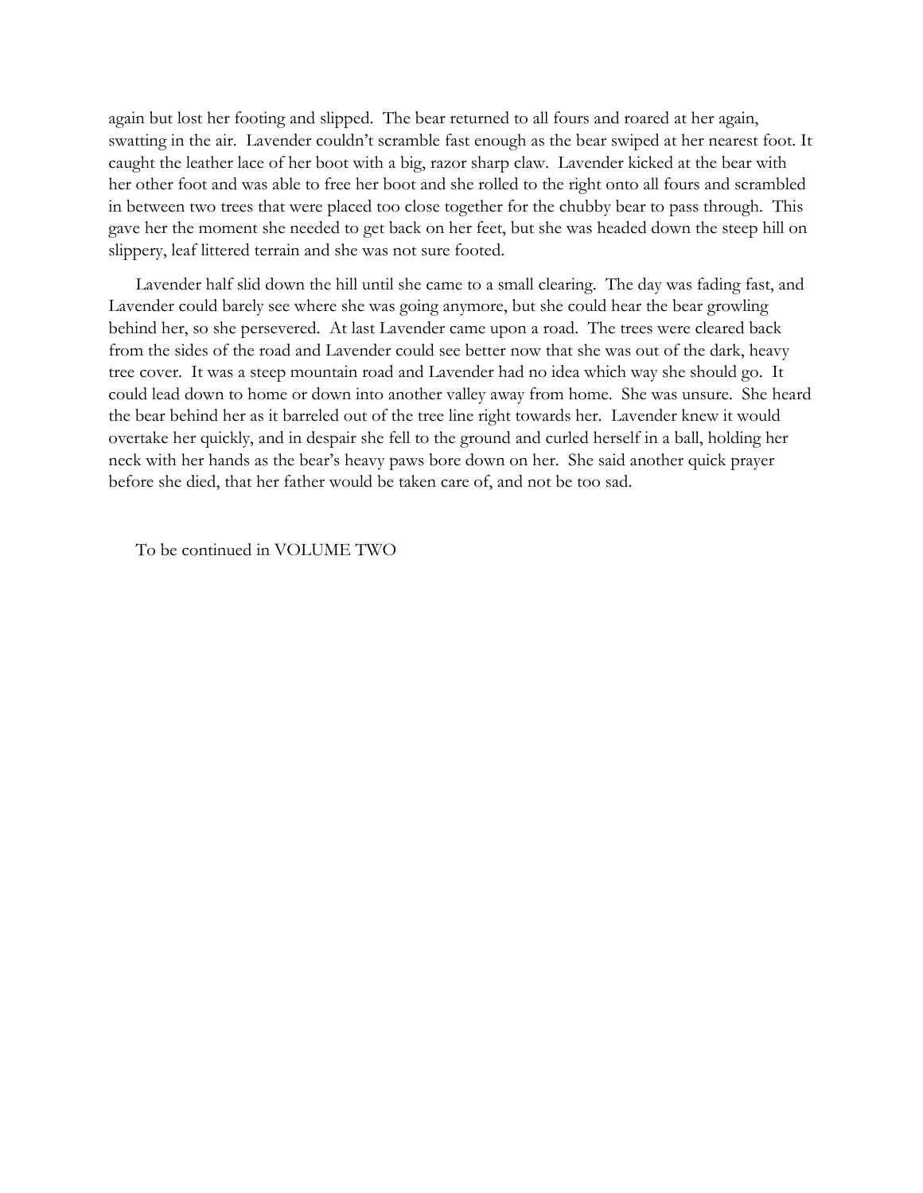again but lost her footing and slipped. The bear returned to all fours and roared at her again, swatting in the air. Lavender couldn't scramble fast enough as the bear swiped at her nearest foot. It caught the leather lace of her boot with a big, razor sharp claw. Lavender kicked at the bear with her other foot and was able to free her boot and she rolled to the right onto all fours and scrambled in between two trees that were placed too close together for the chubby bear to pass through. This gave her the moment she needed to get back on her feet, but she was headed down the steep hill on slippery, leaf littered terrain and she was not sure footed.

Lavender half slid down the hill until she came to a small clearing. The day was fading fast, and Lavender could barely see where she was going anymore, but she could hear the bear growling behind her, so she persevered. At last Lavender came upon a road. The trees were cleared back from the sides of the road and Lavender could see better now that she was out of the dark, heavy tree cover. It was a steep mountain road and Lavender had no idea which way she should go. It could lead down to home or down into another valley away from home. She was unsure. She heard the bear behind her as it barreled out of the tree line right towards her. Lavender knew it would overtake her quickly, and in despair she fell to the ground and curled herself in a ball, holding her neck with her hands as the bear's heavy paws bore down on her. She said another quick prayer before she died, that her father would be taken care of, and not be too sad.

To be continued in VOLUME TWO